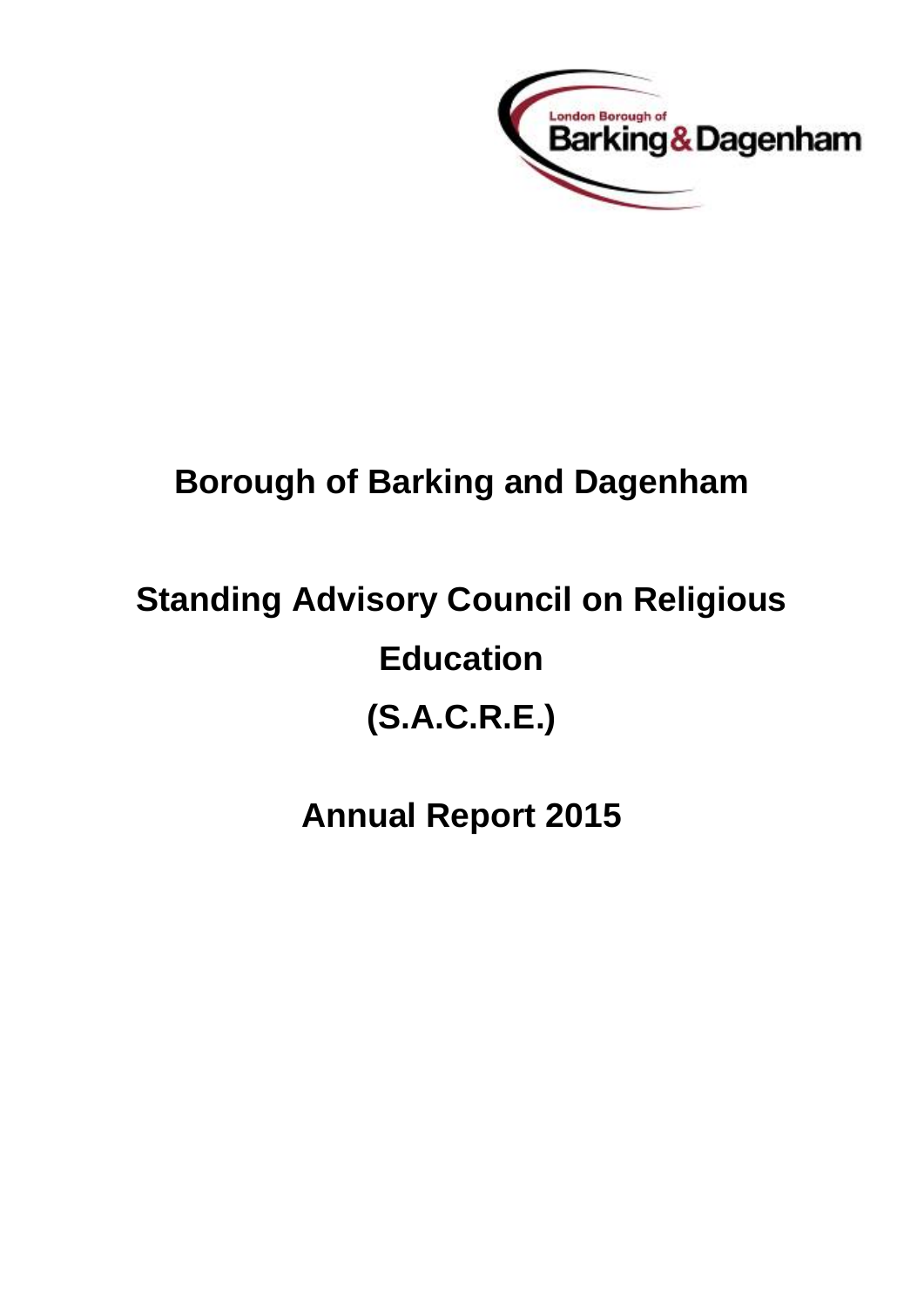London Borough of Barking & Dagenham

# Borough of Barking and Dagenham

# Standing Advisory Council on Religious Education (S.A.C.R.E.)

# Annual Report 2015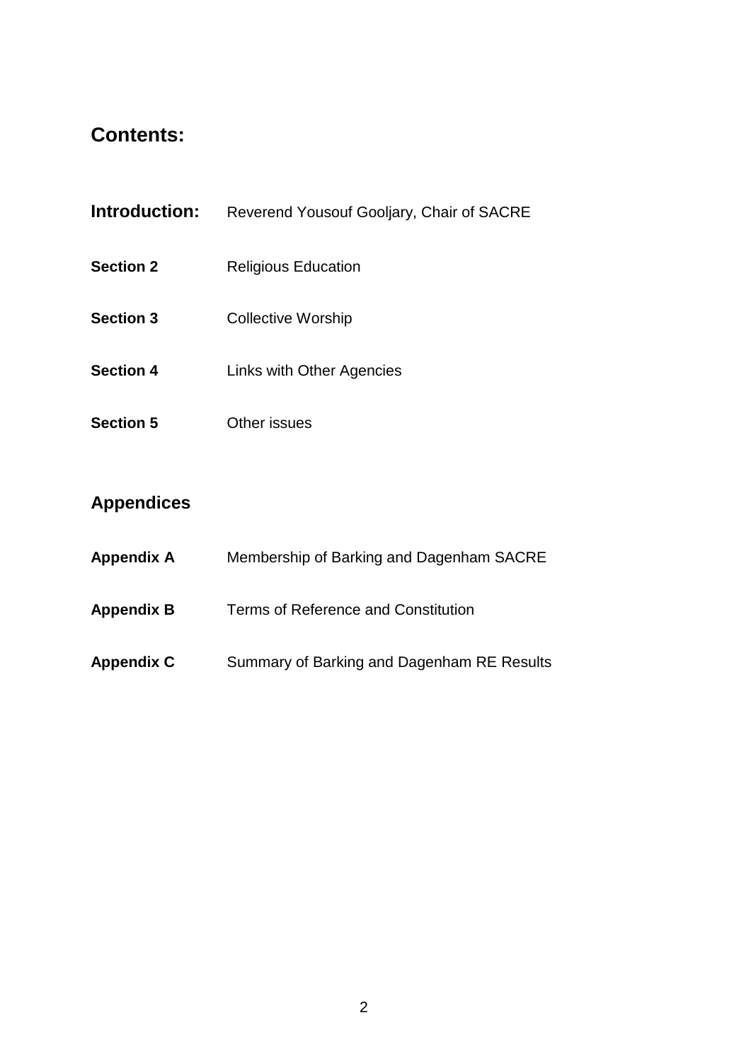## Contents:

| | |
|---|---|
| **Introduction:** | Reverend Yousouf Gooljary, Chair of SACRE |
| **Section 2** | Religious Education |
| **Section 3** | Collective Worship |
| **Section 4** | Links with Other Agencies |
| **Section 5** | Other issues |

## Appendices

| | |
|---|---|
| **Appendix A** | Membership of Barking and Dagenham SACRE |
| **Appendix B** | Terms of Reference and Constitution |
| **Appendix C** | Summary of Barking and Dagenham RE Results |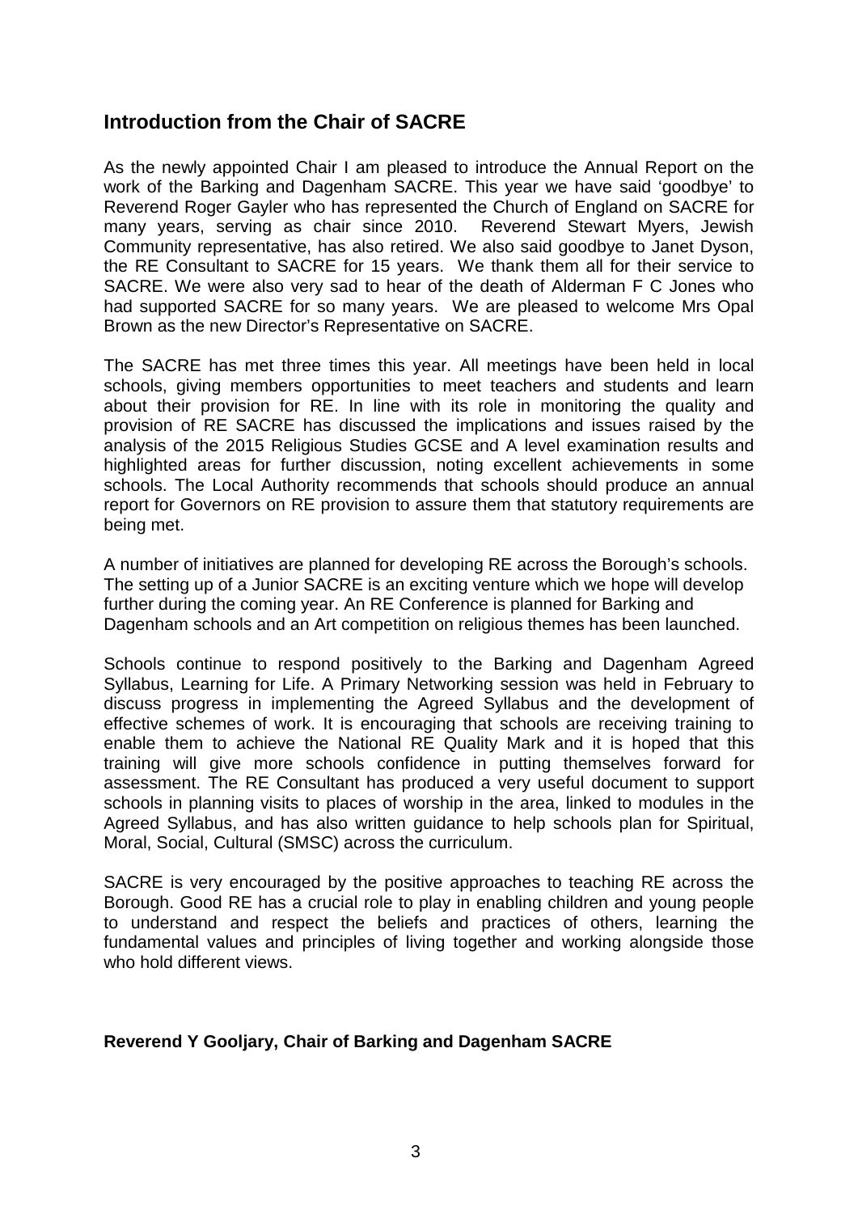## Introduction from the Chair of SACRE

As the newly appointed Chair I am pleased to introduce the Annual Report on the work of the Barking and Dagenham SACRE. This year we have said 'goodbye' to Reverend Roger Gayler who has represented the Church of England on SACRE for many years, serving as chair since 2010. Reverend Stewart Myers, Jewish Community representative, has also retired. We also said goodbye to Janet Dyson, the RE Consultant to SACRE for 15 years. We thank them all for their service to SACRE. We were also very sad to hear of the death of Alderman F C Jones who had supported SACRE for so many years. We are pleased to welcome Mrs Opal Brown as the new Director's Representative on SACRE.

The SACRE has met three times this year. All meetings have been held in local schools, giving members opportunities to meet teachers and students and learn about their provision for RE. In line with its role in monitoring the quality and provision of RE SACRE has discussed the implications and issues raised by the analysis of the 2015 Religious Studies GCSE and A level examination results and highlighted areas for further discussion, noting excellent achievements in some schools. The Local Authority recommends that schools should produce an annual report for Governors on RE provision to assure them that statutory requirements are being met.

A number of initiatives are planned for developing RE across the Borough's schools. The setting up of a Junior SACRE is an exciting venture which we hope will develop further during the coming year. An RE Conference is planned for Barking and Dagenham schools and an Art competition on religious themes has been launched.

Schools continue to respond positively to the Barking and Dagenham Agreed Syllabus, Learning for Life. A Primary Networking session was held in February to discuss progress in implementing the Agreed Syllabus and the development of effective schemes of work. It is encouraging that schools are receiving training to enable them to achieve the National RE Quality Mark and it is hoped that this training will give more schools confidence in putting themselves forward for assessment. The RE Consultant has produced a very useful document to support schools in planning visits to places of worship in the area, linked to modules in the Agreed Syllabus, and has also written guidance to help schools plan for Spiritual, Moral, Social, Cultural (SMSC) across the curriculum.

SACRE is very encouraged by the positive approaches to teaching RE across the Borough. Good RE has a crucial role to play in enabling children and young people to understand and respect the beliefs and practices of others, learning the fundamental values and principles of living together and working alongside those who hold different views.

**Reverend Y Gooljary, Chair of Barking and Dagenham SACRE**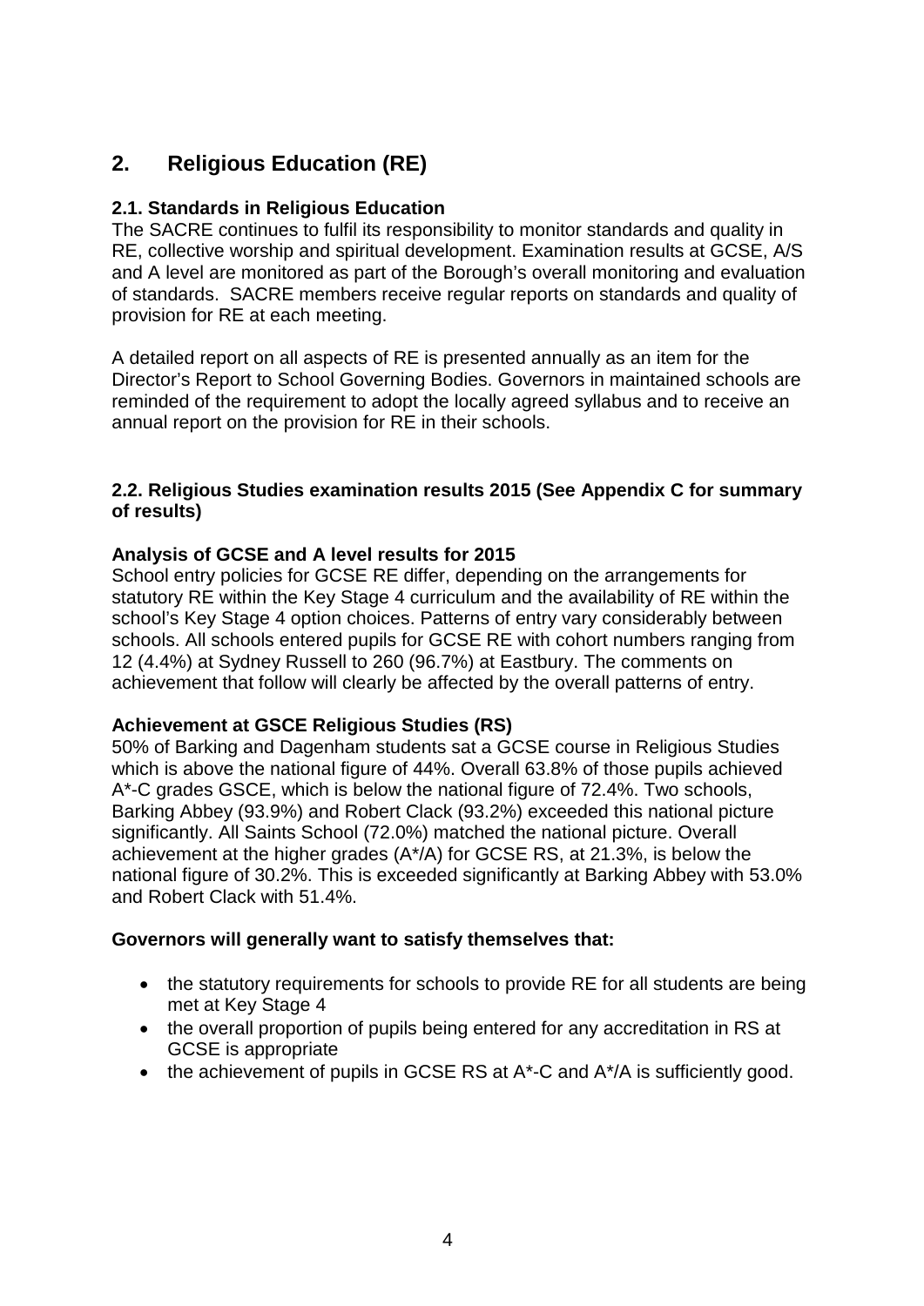## 2. Religious Education (RE)

### 2.1. Standards in Religious Education

The SACRE continues to fulfil its responsibility to monitor standards and quality in RE, collective worship and spiritual development. Examination results at GCSE, A/S and A level are monitored as part of the Borough's overall monitoring and evaluation of standards. SACRE members receive regular reports on standards and quality of provision for RE at each meeting.

A detailed report on all aspects of RE is presented annually as an item for the Director's Report to School Governing Bodies. Governors in maintained schools are reminded of the requirement to adopt the locally agreed syllabus and to receive an annual report on the provision for RE in their schools.

### 2.2. Religious Studies examination results 2015 (See Appendix C for summary of results)

**Analysis of GCSE and A level results for 2015**

School entry policies for GCSE RE differ, depending on the arrangements for statutory RE within the Key Stage 4 curriculum and the availability of RE within the school's Key Stage 4 option choices. Patterns of entry vary considerably between schools. All schools entered pupils for GCSE RE with cohort numbers ranging from 12 (4.4%) at Sydney Russell to 260 (96.7%) at Eastbury. The comments on achievement that follow will clearly be affected by the overall patterns of entry.

**Achievement at GSCE Religious Studies (RS)**

50% of Barking and Dagenham students sat a GCSE course in Religious Studies which is above the national figure of 44%. Overall 63.8% of those pupils achieved A*-C grades GSCE, which is below the national figure of 72.4%. Two schools, Barking Abbey (93.9%) and Robert Clack (93.2%) exceeded this national picture significantly. All Saints School (72.0%) matched the national picture. Overall achievement at the higher grades (A*/A) for GCSE RS, at 21.3%, is below the national figure of 30.2%. This is exceeded significantly at Barking Abbey with 53.0% and Robert Clack with 51.4%.

**Governors will generally want to satisfy themselves that:**

- the statutory requirements for schools to provide RE for all students are being met at Key Stage 4
- the overall proportion of pupils being entered for any accreditation in RS at GCSE is appropriate
- the achievement of pupils in GCSE RS at A*-C and A*/A is sufficiently good.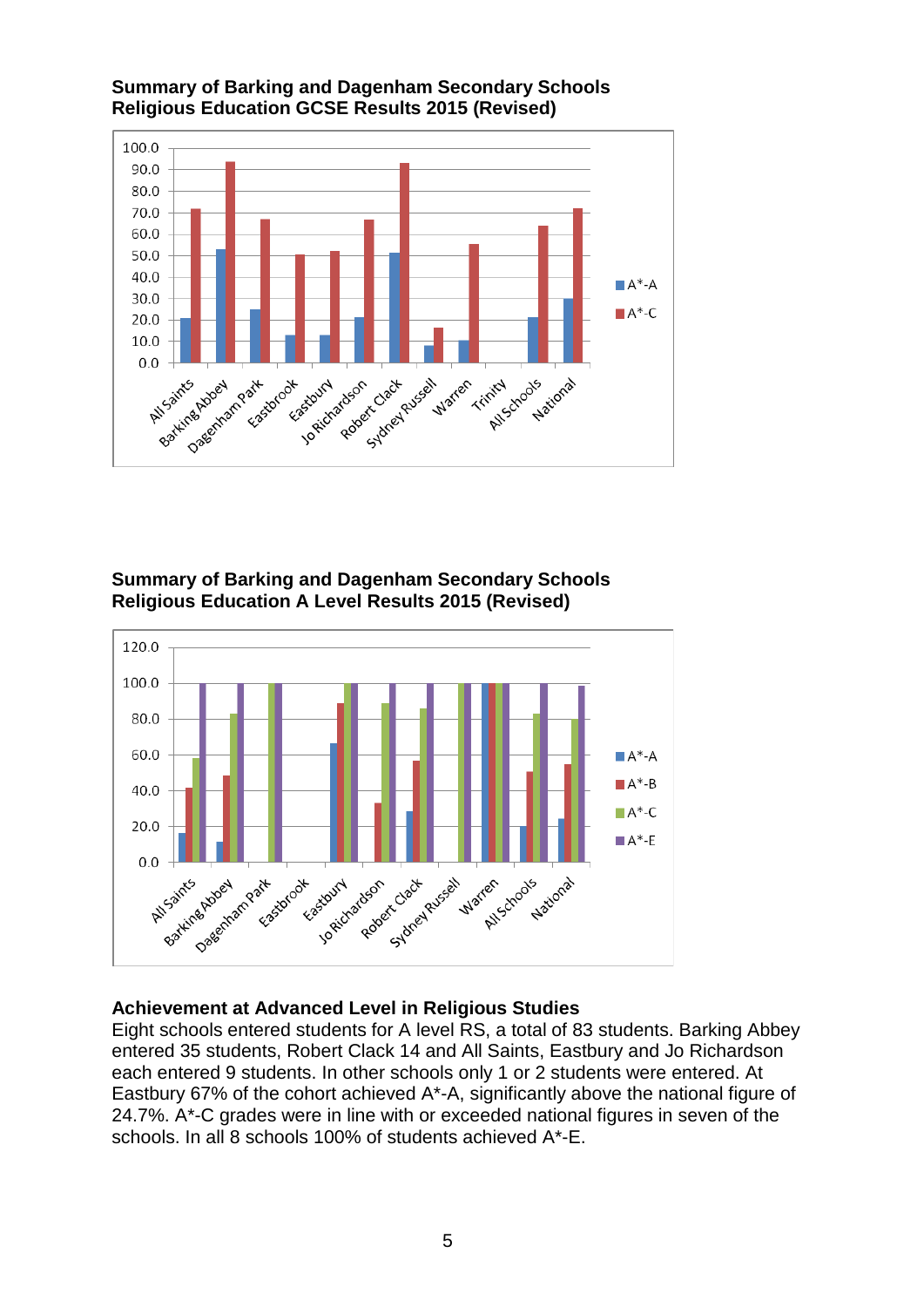**Summary of Barking and Dagenham Secondary Schools Religious Education GCSE Results 2015 (Revised)**

**Summary of Barking and Dagenham Secondary Schools Religious Education A Level Results 2015 (Revised)**

**Achievement at Advanced Level in Religious Studies**

Eight schools entered students for A level RS, a total of 83 students. Barking Abbey entered 35 students, Robert Clack 14 and All Saints, Eastbury and Jo Richardson each entered 9 students. In other schools only 1 or 2 students were entered. At Eastbury 67% of the cohort achieved A*-A, significantly above the national figure of 24.7%. A*-C grades were in line with or exceeded national figures in seven of the schools. In all 8 schools 100% of students achieved A*-E.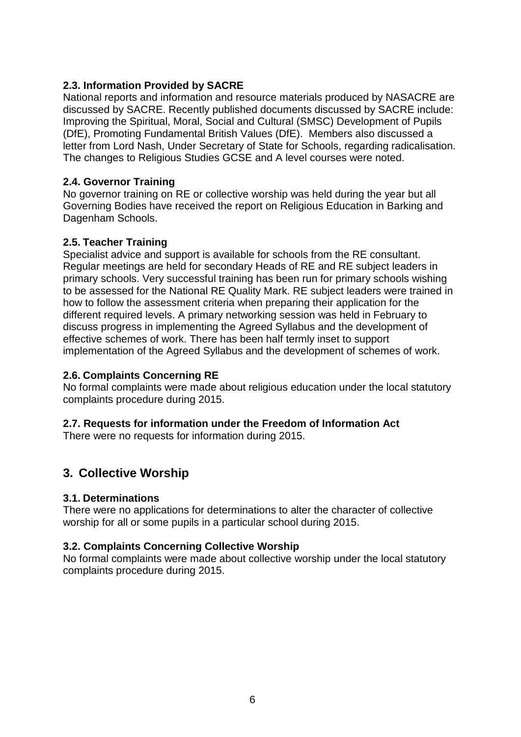### 2.3. Information Provided by SACRE

National reports and information and resource materials produced by NASACRE are discussed by SACRE. Recently published documents discussed by SACRE include: Improving the Spiritual, Moral, Social and Cultural (SMSC) Development of Pupils (DfE), Promoting Fundamental British Values (DfE). Members also discussed a letter from Lord Nash, Under Secretary of State for Schools, regarding radicalisation. The changes to Religious Studies GCSE and A level courses were noted.

### 2.4. Governor Training

No governor training on RE or collective worship was held during the year but all Governing Bodies have received the report on Religious Education in Barking and Dagenham Schools.

### 2.5. Teacher Training

Specialist advice and support is available for schools from the RE consultant. Regular meetings are held for secondary Heads of RE and RE subject leaders in primary schools. Very successful training has been run for primary schools wishing to be assessed for the National RE Quality Mark. RE subject leaders were trained in how to follow the assessment criteria when preparing their application for the different required levels. A primary networking session was held in February to discuss progress in implementing the Agreed Syllabus and the development of effective schemes of work. There has been half termly inset to support implementation of the Agreed Syllabus and the development of schemes of work.

### 2.6. Complaints Concerning RE

No formal complaints were made about religious education under the local statutory complaints procedure during 2015.

### 2.7. Requests for information under the Freedom of Information Act

There were no requests for information during 2015.

## 3. Collective Worship

### 3.1. Determinations

There were no applications for determinations to alter the character of collective worship for all or some pupils in a particular school during 2015.

### 3.2. Complaints Concerning Collective Worship

No formal complaints were made about collective worship under the local statutory complaints procedure during 2015.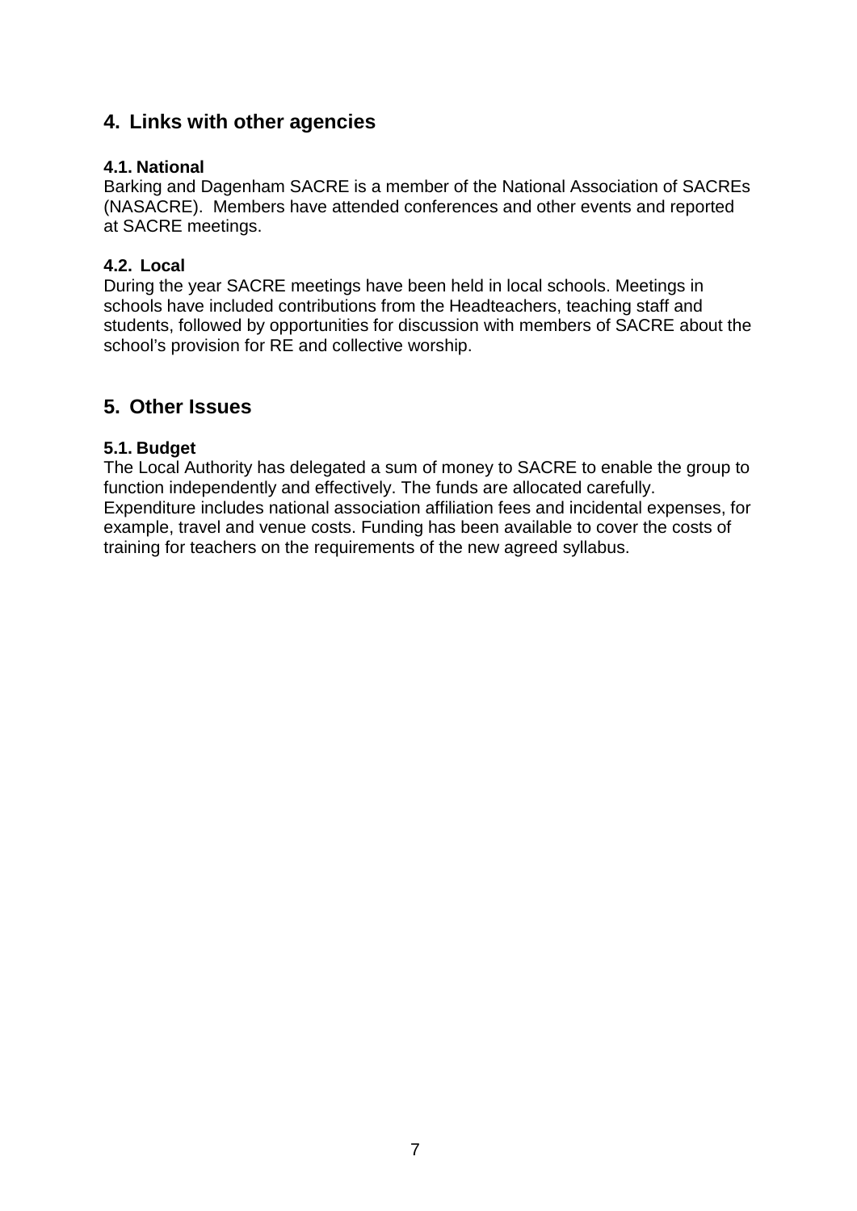## 4. Links with other agencies

### 4.1. National

Barking and Dagenham SACRE is a member of the National Association of SACREs (NASACRE). Members have attended conferences and other events and reported at SACRE meetings.

### 4.2. Local

During the year SACRE meetings have been held in local schools. Meetings in schools have included contributions from the Headteachers, teaching staff and students, followed by opportunities for discussion with members of SACRE about the school's provision for RE and collective worship.

## 5. Other Issues

### 5.1. Budget

The Local Authority has delegated a sum of money to SACRE to enable the group to function independently and effectively. The funds are allocated carefully. Expenditure includes national association affiliation fees and incidental expenses, for example, travel and venue costs. Funding has been available to cover the costs of training for teachers on the requirements of the new agreed syllabus.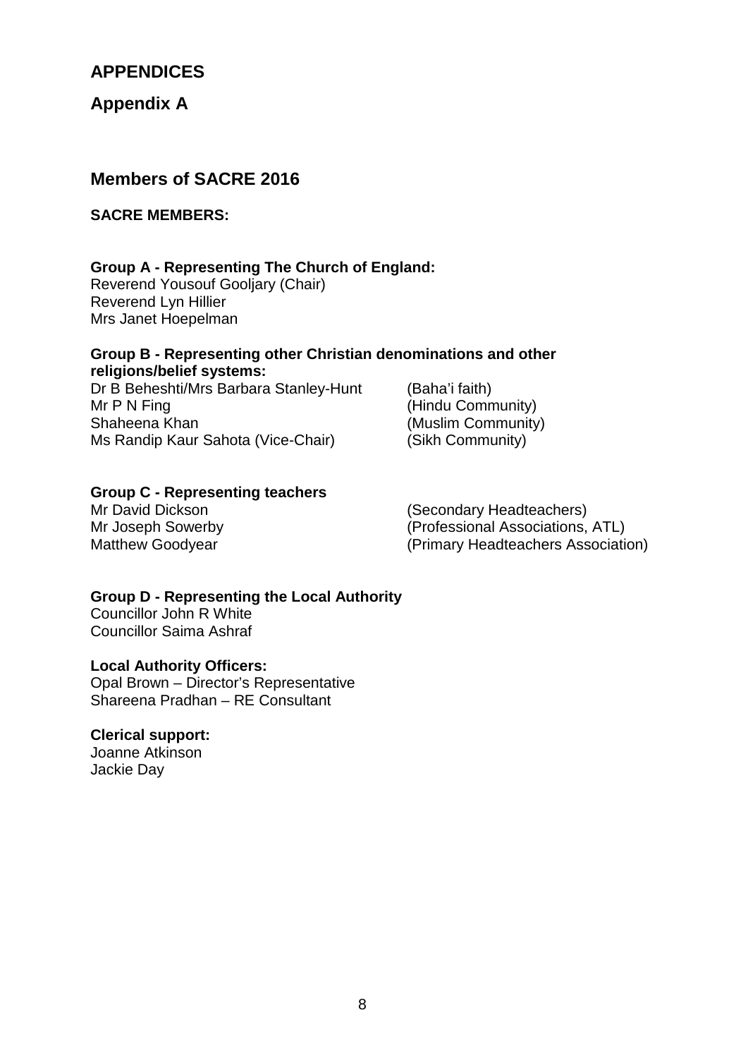# APPENDICES

## Appendix A

## Members of SACRE 2016

**SACRE MEMBERS:**

**Group A - Representing The Church of England:**
Reverend Yousouf Gooljary (Chair)
Reverend Lyn Hillier
Mrs Janet Hoepelman

**Group B - Representing other Christian denominations and other religions/belief systems:**

| | |
|---|---|
| Dr B Beheshti/Mrs Barbara Stanley-Hunt | (Baha'i faith) |
| Mr P N Fing | (Hindu Community) |
| Shaheena Khan | (Muslim Community) |
| Ms Randip Kaur Sahota (Vice-Chair) | (Sikh Community) |

**Group C - Representing teachers**

| | |
|---|---|
| Mr David Dickson | (Secondary Headteachers) |
| Mr Joseph Sowerby | (Professional Associations, ATL) |
| Matthew Goodyear | (Primary Headteachers Association) |

**Group D - Representing the Local Authority**
Councillor John R White
Councillor Saima Ashraf

**Local Authority Officers:**
Opal Brown – Director's Representative
Shareena Pradhan – RE Consultant

**Clerical support:**
Joanne Atkinson
Jackie Day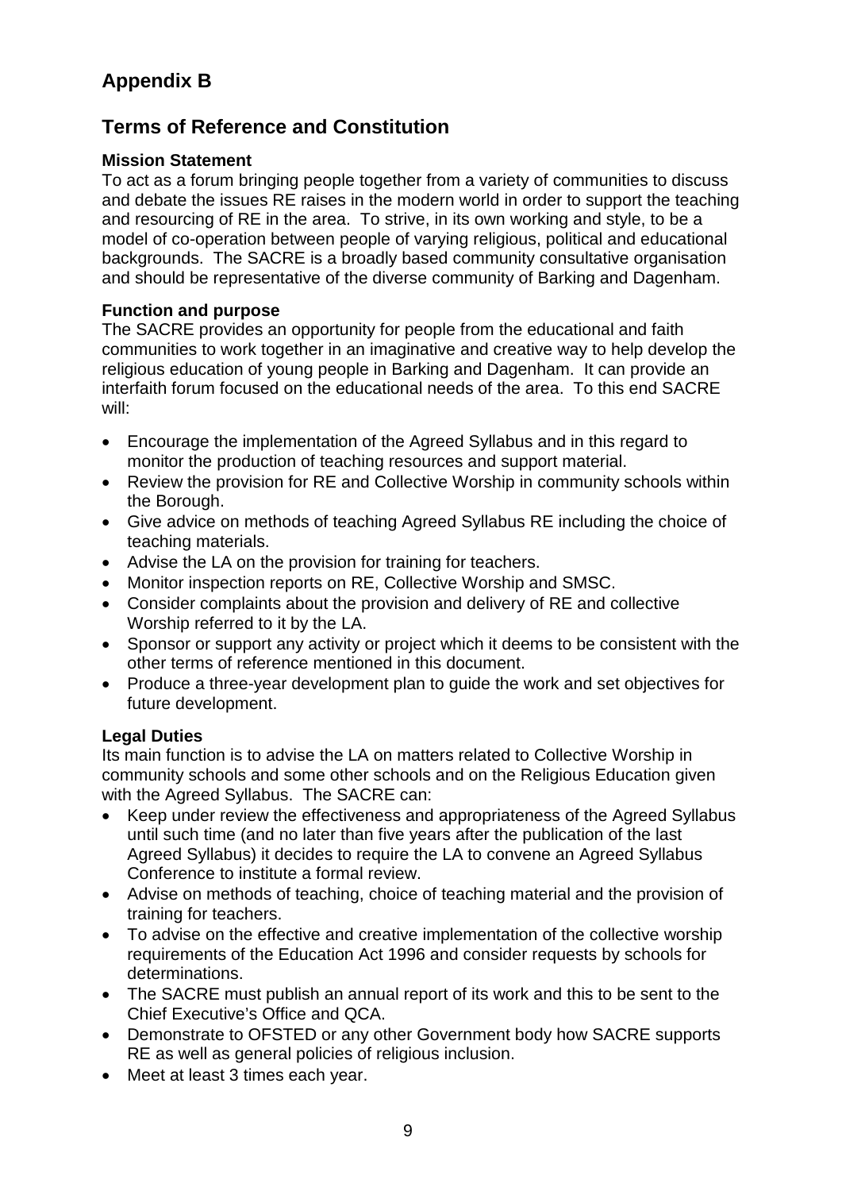## Appendix B

## Terms of Reference and Constitution

**Mission Statement**

To act as a forum bringing people together from a variety of communities to discuss and debate the issues RE raises in the modern world in order to support the teaching and resourcing of RE in the area. To strive, in its own working and style, to be a model of co-operation between people of varying religious, political and educational backgrounds. The SACRE is a broadly based community consultative organisation and should be representative of the diverse community of Barking and Dagenham.

**Function and purpose**

The SACRE provides an opportunity for people from the educational and faith communities to work together in an imaginative and creative way to help develop the religious education of young people in Barking and Dagenham. It can provide an interfaith forum focused on the educational needs of the area. To this end SACRE will:

- Encourage the implementation of the Agreed Syllabus and in this regard to monitor the production of teaching resources and support material.
- Review the provision for RE and Collective Worship in community schools within the Borough.
- Give advice on methods of teaching Agreed Syllabus RE including the choice of teaching materials.
- Advise the LA on the provision for training for teachers.
- Monitor inspection reports on RE, Collective Worship and SMSC.
- Consider complaints about the provision and delivery of RE and collective Worship referred to it by the LA.
- Sponsor or support any activity or project which it deems to be consistent with the other terms of reference mentioned in this document.
- Produce a three-year development plan to guide the work and set objectives for future development.

**Legal Duties**

Its main function is to advise the LA on matters related to Collective Worship in community schools and some other schools and on the Religious Education given with the Agreed Syllabus. The SACRE can:

- Keep under review the effectiveness and appropriateness of the Agreed Syllabus until such time (and no later than five years after the publication of the last Agreed Syllabus) it decides to require the LA to convene an Agreed Syllabus Conference to institute a formal review.
- Advise on methods of teaching, choice of teaching material and the provision of training for teachers.
- To advise on the effective and creative implementation of the collective worship requirements of the Education Act 1996 and consider requests by schools for determinations.
- The SACRE must publish an annual report of its work and this to be sent to the Chief Executive's Office and QCA.
- Demonstrate to OFSTED or any other Government body how SACRE supports RE as well as general policies of religious inclusion.
- Meet at least 3 times each year.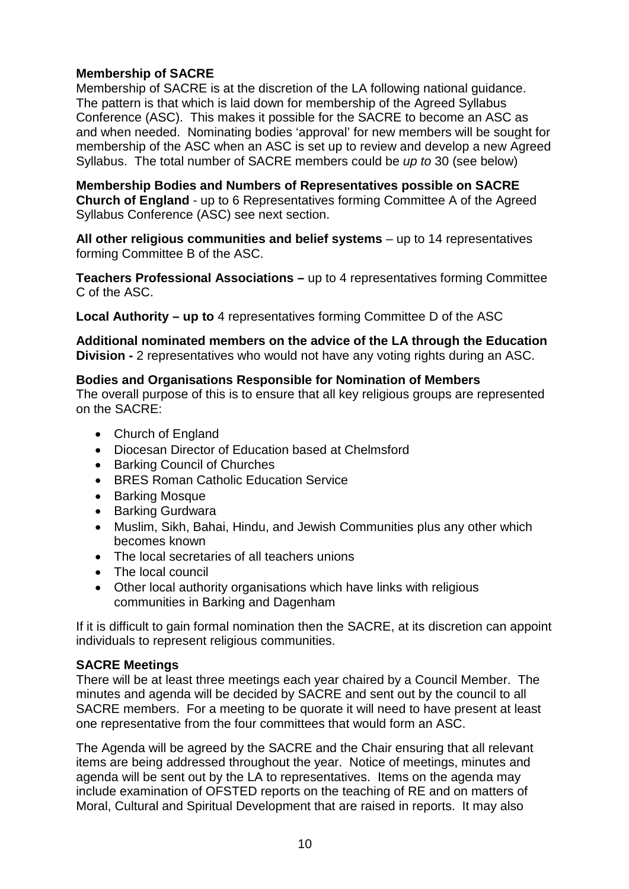**Membership of SACRE**

Membership of SACRE is at the discretion of the LA following national guidance. The pattern is that which is laid down for membership of the Agreed Syllabus Conference (ASC). This makes it possible for the SACRE to become an ASC as and when needed. Nominating bodies 'approval' for new members will be sought for membership of the ASC when an ASC is set up to review and develop a new Agreed Syllabus. The total number of SACRE members could be *up to* 30 (see below)

**Membership Bodies and Numbers of Representatives possible on SACRE**

**Church of England** - up to 6 Representatives forming Committee A of the Agreed Syllabus Conference (ASC) see next section.

**All other religious communities and belief systems** – up to 14 representatives forming Committee B of the ASC.

**Teachers Professional Associations –** up to 4 representatives forming Committee C of the ASC.

**Local Authority – up to** 4 representatives forming Committee D of the ASC

**Additional nominated members on the advice of the LA through the Education Division -** 2 representatives who would not have any voting rights during an ASC.

**Bodies and Organisations Responsible for Nomination of Members**

The overall purpose of this is to ensure that all key religious groups are represented on the SACRE:

- Church of England
- Diocesan Director of Education based at Chelmsford
- Barking Council of Churches
- BRES Roman Catholic Education Service
- Barking Mosque
- Barking Gurdwara
- Muslim, Sikh, Bahai, Hindu, and Jewish Communities plus any other which becomes known
- The local secretaries of all teachers unions
- The local council
- Other local authority organisations which have links with religious communities in Barking and Dagenham

If it is difficult to gain formal nomination then the SACRE, at its discretion can appoint individuals to represent religious communities.

**SACRE Meetings**

There will be at least three meetings each year chaired by a Council Member. The minutes and agenda will be decided by SACRE and sent out by the council to all SACRE members. For a meeting to be quorate it will need to have present at least one representative from the four committees that would form an ASC.

The Agenda will be agreed by the SACRE and the Chair ensuring that all relevant items are being addressed throughout the year. Notice of meetings, minutes and agenda will be sent out by the LA to representatives. Items on the agenda may include examination of OFSTED reports on the teaching of RE and on matters of Moral, Cultural and Spiritual Development that are raised in reports. It may also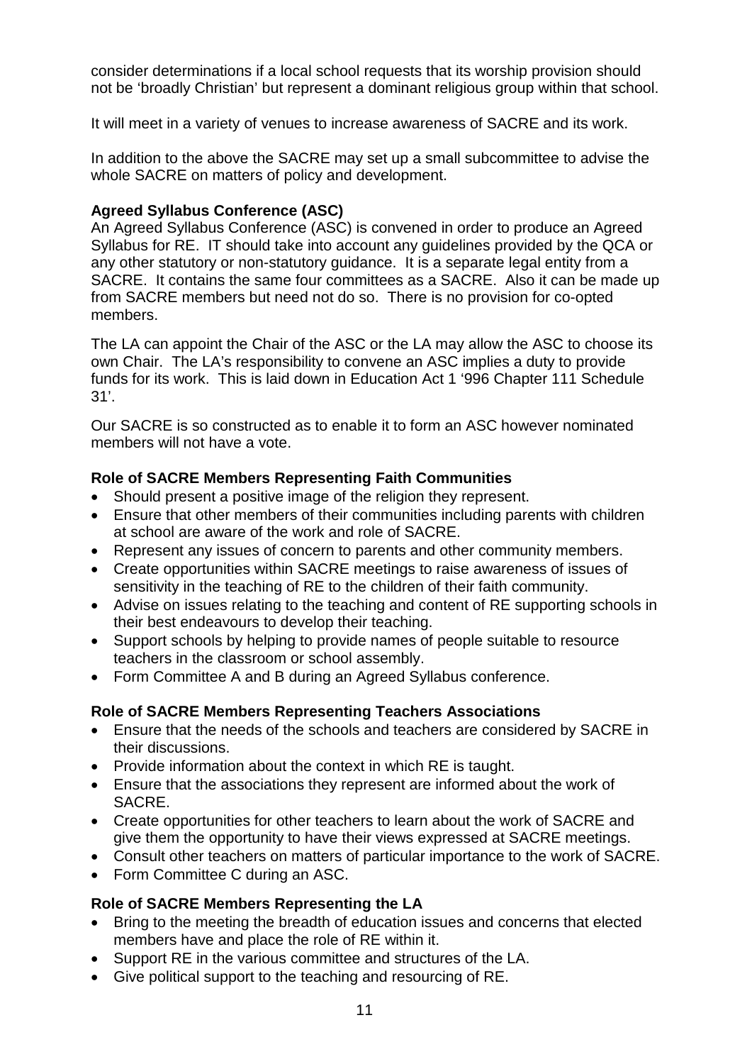consider determinations if a local school requests that its worship provision should not be 'broadly Christian' but represent a dominant religious group within that school.

It will meet in a variety of venues to increase awareness of SACRE and its work.

In addition to the above the SACRE may set up a small subcommittee to advise the whole SACRE on matters of policy and development.

**Agreed Syllabus Conference (ASC)**

An Agreed Syllabus Conference (ASC) is convened in order to produce an Agreed Syllabus for RE. IT should take into account any guidelines provided by the QCA or any other statutory or non-statutory guidance. It is a separate legal entity from a SACRE. It contains the same four committees as a SACRE. Also it can be made up from SACRE members but need not do so. There is no provision for co-opted members.

The LA can appoint the Chair of the ASC or the LA may allow the ASC to choose its own Chair. The LA's responsibility to convene an ASC implies a duty to provide funds for its work. This is laid down in Education Act 1 '996 Chapter 111 Schedule 31'.

Our SACRE is so constructed as to enable it to form an ASC however nominated members will not have a vote.

**Role of SACRE Members Representing Faith Communities**

- Should present a positive image of the religion they represent.
- Ensure that other members of their communities including parents with children at school are aware of the work and role of SACRE.
- Represent any issues of concern to parents and other community members.
- Create opportunities within SACRE meetings to raise awareness of issues of sensitivity in the teaching of RE to the children of their faith community.
- Advise on issues relating to the teaching and content of RE supporting schools in their best endeavours to develop their teaching.
- Support schools by helping to provide names of people suitable to resource teachers in the classroom or school assembly.
- Form Committee A and B during an Agreed Syllabus conference.

**Role of SACRE Members Representing Teachers Associations**

- Ensure that the needs of the schools and teachers are considered by SACRE in their discussions.
- Provide information about the context in which RE is taught.
- Ensure that the associations they represent are informed about the work of SACRE.
- Create opportunities for other teachers to learn about the work of SACRE and give them the opportunity to have their views expressed at SACRE meetings.
- Consult other teachers on matters of particular importance to the work of SACRE.
- Form Committee C during an ASC.

**Role of SACRE Members Representing the LA**

- Bring to the meeting the breadth of education issues and concerns that elected members have and place the role of RE within it.
- Support RE in the various committee and structures of the LA.
- Give political support to the teaching and resourcing of RE.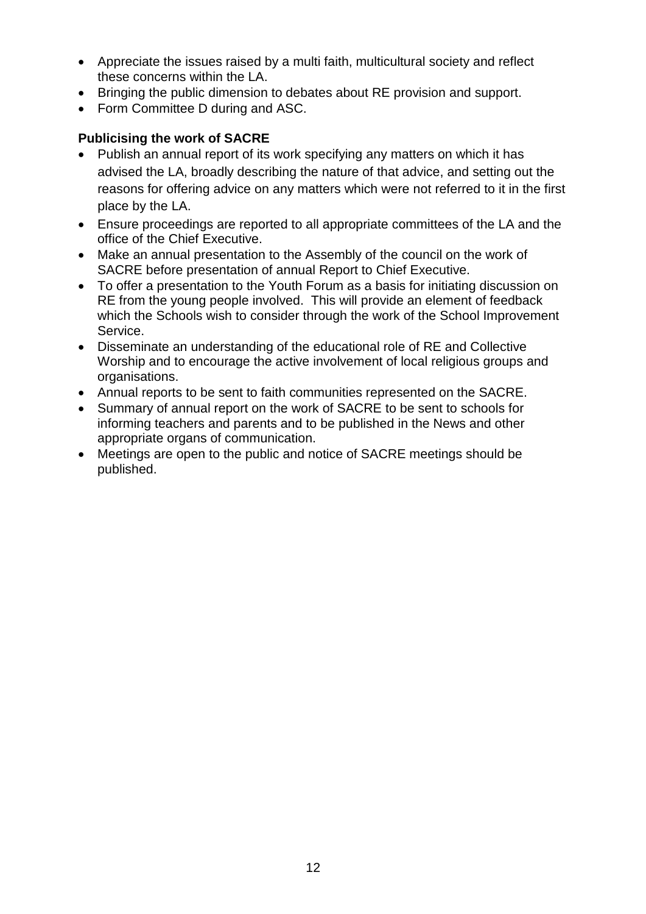- Appreciate the issues raised by a multi faith, multicultural society and reflect these concerns within the LA.
- Bringing the public dimension to debates about RE provision and support.
- Form Committee D during and ASC.

**Publicising the work of SACRE**

- Publish an annual report of its work specifying any matters on which it has advised the LA, broadly describing the nature of that advice, and setting out the reasons for offering advice on any matters which were not referred to it in the first place by the LA.
- Ensure proceedings are reported to all appropriate committees of the LA and the office of the Chief Executive.
- Make an annual presentation to the Assembly of the council on the work of SACRE before presentation of annual Report to Chief Executive.
- To offer a presentation to the Youth Forum as a basis for initiating discussion on RE from the young people involved. This will provide an element of feedback which the Schools wish to consider through the work of the School Improvement Service.
- Disseminate an understanding of the educational role of RE and Collective Worship and to encourage the active involvement of local religious groups and organisations.
- Annual reports to be sent to faith communities represented on the SACRE.
- Summary of annual report on the work of SACRE to be sent to schools for informing teachers and parents and to be published in the News and other appropriate organs of communication.
- Meetings are open to the public and notice of SACRE meetings should be published.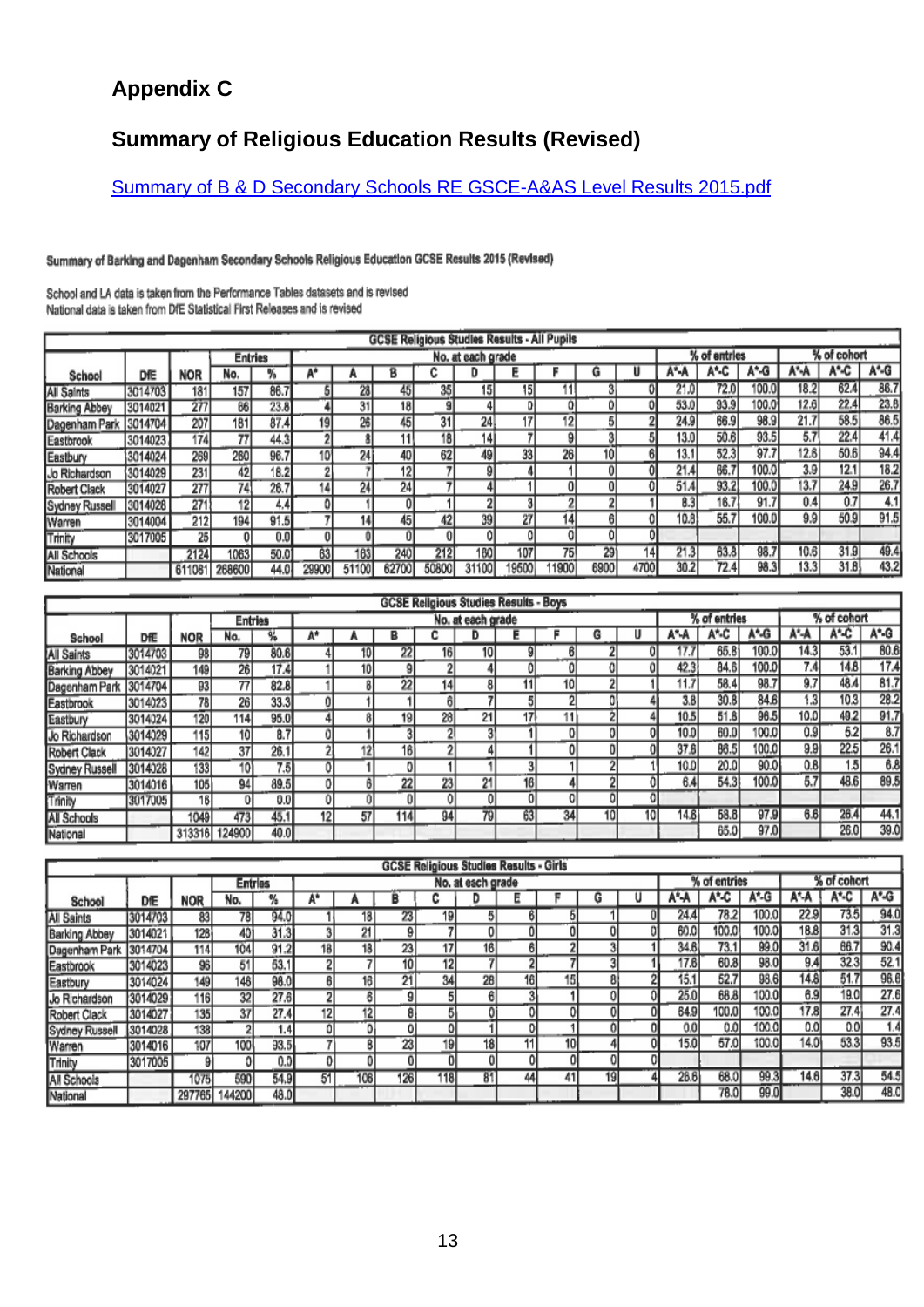## Appendix C

## Summary of Religious Education Results (Revised)

Summary of B & D Secondary Schools RE GSCE-A&AS Level Results 2015.pdf

Summary of Barking and Dagenham Secondary Schools Religious Education GCSE Results 2015 (Revised)

School and LA data is taken from the Performance Tables datasets and is revised
National data is taken from DfE Statistical First Releases and is revised

| GCSE Religious Studies Results - All Pupils | | | | | | | | | | | | | | | | | | | | |
|---|---|---|---|---|---|---|---|---|---|---|---|---|---|---|---|---|---|---|---|---|
| | | | Entries | | No. at each grade | | | | | | | | | % of entries | | | % of cohort | | |
| School | DfE | NOR | No. | % | A* | A | B | C | D | E | F | G | U | A*-A | A*-C | A*-G | A*-A | A*-C | A*-G |
| All Saints | 3014703 | 181 | 157 | 86.7 | 5 | 28 | 45 | 35 | 15 | 15 | 11 | 3 | 0 | 21.0 | 72.0 | 100.0 | 18.2 | 62.4 | 86.7 |
| Barking Abbey | 3014021 | 277 | 66 | 23.8 | 4 | 31 | 18 | 9 | 4 | 0 | 0 | 0 | 0 | 53.0 | 93.9 | 100.0 | 12.6 | 22.4 | 23.8 |
| Dagenham Park | 3014704 | 207 | 181 | 87.4 | 19 | 26 | 45 | 31 | 24 | 17 | 12 | 5 | 2 | 24.9 | 66.9 | 98.9 | 21.7 | 58.5 | 86.5 |
| Eastbrook | 3014023 | 174 | 77 | 44.3 | 2 | 8 | 11 | 18 | 14 | 7 | 9 | 3 | 5 | 13.0 | 50.6 | 93.5 | 5.7 | 22.4 | 41.4 |
| Eastbury | 3014024 | 269 | 260 | 96.7 | 10 | 24 | 40 | 62 | 49 | 33 | 26 | 10 | 6 | 13.1 | 52.3 | 97.7 | 12.6 | 50.6 | 94.4 |
| Jo Richardson | 3014029 | 231 | 42 | 18.2 | 2 | 7 | 12 | 7 | 9 | 4 | 1 | 0 | 0 | 21.4 | 66.7 | 100.0 | 3.9 | 12.1 | 18.2 |
| Robert Clack | 3014027 | 277 | 74 | 26.7 | 14 | 24 | 24 | 7 | 4 | 1 | 0 | 0 | 0 | 51.4 | 93.2 | 100.0 | 13.7 | 24.9 | 26.7 |
| Sydney Russell | 3014028 | 271 | 12 | 4.4 | 0 | 1 | 0 | 1 | 2 | 3 | 2 | 2 | 1 | 8.3 | 16.7 | 91.7 | 0.4 | 0.7 | 4.1 |
| Warren | 3014004 | 212 | 194 | 91.5 | 7 | 14 | 45 | 42 | 39 | 27 | 14 | 6 | 0 | 10.8 | 55.7 | 100.0 | 9.9 | 50.9 | 91.5 |
| Trinity | 3017005 | 25 | 0 | 0.0 | 0 | 0 | 0 | 0 | 0 | 0 | 0 | 0 | 0 | | | | | | |
| All Schools | | 2124 | 1063 | 50.0 | 63 | 163 | 240 | 212 | 160 | 107 | 75 | 29 | 14 | 21.3 | 63.8 | 98.7 | 10.6 | 31.9 | 49.4 |
| National | | 611081 | 268600 | 44.0 | 29900 | 51100 | 62700 | 50800 | 31100 | 19500 | 11900 | 6900 | 4700 | 30.2 | 72.4 | 98.3 | 13.3 | 31.8 | 43.2 |

| GCSE Religious Studies Results - Boys | | | | | | | | | | | | | | | | | | | | |
|---|---|---|---|---|---|---|---|---|---|---|---|---|---|---|---|---|---|---|---|---|
| | | | Entries | | No. at each grade | | | | | | | | | % of entries | | | % of cohort | | |
| School | DfE | NOR | No. | % | A* | A | B | C | D | E | F | G | U | A*-A | A*-C | A*-G | A*-A | A*-C | A*-G |
| All Saints | 3014703 | 98 | 79 | 80.6 | 4 | 10 | 22 | 16 | 10 | 9 | 6 | 2 | 0 | 17.7 | 65.8 | 100.0 | 14.3 | 53.1 | 80.6 |
| Barking Abbey | 3014021 | 149 | 26 | 17.4 | 1 | 10 | 9 | 2 | 4 | 0 | 0 | 0 | 0 | 42.3 | 84.6 | 100.0 | 7.4 | 14.8 | 17.4 |
| Dagenham Park | 3014704 | 93 | 77 | 82.8 | 1 | 8 | 22 | 14 | 8 | 11 | 10 | 2 | 1 | 11.7 | 58.4 | 98.7 | 9.7 | 48.4 | 81.7 |
| Eastbrook | 3014023 | 78 | 26 | 33.3 | 0 | 1 | 1 | 6 | 7 | 5 | 2 | 0 | 4 | 3.8 | 30.8 | 84.6 | 1.3 | 10.3 | 28.2 |
| Eastbury | 3014024 | 120 | 114 | 95.0 | 4 | 8 | 19 | 28 | 21 | 17 | 11 | 2 | 4 | 10.5 | 51.8 | 96.5 | 10.0 | 49.2 | 91.7 |
| Jo Richardson | 3014029 | 115 | 10 | 8.7 | 0 | 1 | 3 | 2 | 3 | 1 | 0 | 0 | 0 | 10.0 | 60.0 | 100.0 | 0.9 | 5.2 | 8.7 |
| Robert Clack | 3014027 | 142 | 37 | 26.1 | 2 | 12 | 16 | 2 | 4 | 1 | 0 | 0 | 0 | 37.8 | 86.5 | 100.0 | 9.9 | 22.5 | 26.1 |
| Sydney Russell | 3014028 | 133 | 10 | 7.5 | 0 | 1 | 0 | 1 | 1 | 3 | 1 | 2 | 1 | 10.0 | 20.0 | 90.0 | 0.8 | 1.5 | 6.8 |
| Warren | 3014016 | 105 | 94 | 89.5 | 0 | 6 | 22 | 23 | 21 | 16 | 4 | 2 | 0 | 6.4 | 54.3 | 100.0 | 5.7 | 48.6 | 89.5 |
| Trinity | 3017005 | 16 | 0 | 0.0 | 0 | 0 | 0 | 0 | 0 | 0 | 0 | 0 | 0 | | | | | | |
| All Schools | | 1049 | 473 | 45.1 | 12 | 57 | 114 | 94 | 79 | 63 | 34 | 10 | 10 | 14.6 | 58.6 | 97.9 | 6.6 | 26.4 | 44.1 |
| National | | 313316 | 124900 | 40.0 | | | | | | | | | | | 65.0 | 97.0 | | 26.0 | 39.0 |

| GCSE Religious Studies Results - Girls | | | | | | | | | | | | | | | | | | | | |
|---|---|---|---|---|---|---|---|---|---|---|---|---|---|---|---|---|---|---|---|---|
| | | | Entries | | No. at each grade | | | | | | | | | % of entries | | | % of cohort | | |
| School | DfE | NOR | No. | % | A* | A | B | C | D | E | F | G | U | A*-A | A*-C | A*-G | A*-A | A*-C | A*-G |
| All Saints | 3014703 | 83 | 78 | 94.0 | 1 | 18 | 23 | 19 | 5 | 6 | 5 | 1 | 0 | 24.4 | 78.2 | 100.0 | 22.9 | 73.5 | 94.0 |
| Barking Abbey | 3014021 | 128 | 40 | 31.3 | 3 | 21 | 9 | 7 | 0 | 0 | 0 | 0 | 0 | 60.0 | 100.0 | 100.0 | 18.8 | 31.3 | 31.3 |
| Dagenham Park | 3014704 | 114 | 104 | 91.2 | 18 | 18 | 23 | 17 | 16 | 6 | 2 | 3 | 1 | 34.6 | 73.1 | 99.0 | 31.6 | 66.7 | 90.4 |
| Eastbrook | 3014023 | 96 | 51 | 53.1 | 2 | 7 | 10 | 12 | 7 | 2 | 7 | 3 | 1 | 17.6 | 60.8 | 98.0 | 9.4 | 32.3 | 52.1 |
| Eastbury | 3014024 | 149 | 146 | 98.0 | 6 | 16 | 21 | 34 | 28 | 16 | 15 | 8 | 2 | 15.1 | 52.7 | 98.6 | 14.8 | 51.7 | 96.6 |
| Jo Richardson | 3014029 | 116 | 32 | 27.6 | 2 | 6 | 9 | 5 | 6 | 3 | 1 | 0 | 0 | 25.0 | 68.8 | 100.0 | 6.9 | 19.0 | 27.6 |
| Robert Clack | 3014027 | 135 | 37 | 27.4 | 12 | 12 | 8 | 5 | 0 | 0 | 0 | 0 | 0 | 64.9 | 100.0 | 100.0 | 17.8 | 27.4 | 27.4 |
| Sydney Russell | 3014028 | 138 | 2 | 1.4 | 0 | 0 | 0 | 0 | 1 | 0 | 1 | 0 | 0 | 0.0 | 0.0 | 100.0 | 0.0 | 0.0 | 1.4 |
| Warren | 3014016 | 107 | 100 | 93.5 | 7 | 8 | 23 | 19 | 18 | 11 | 10 | 4 | 0 | 15.0 | 57.0 | 100.0 | 14.0 | 53.3 | 93.5 |
| Trinity | 3017005 | 9 | 0 | 0.0 | 0 | 0 | 0 | 0 | 0 | 0 | 0 | 0 | 0 | | | | | | |
| All Schools | | 1075 | 590 | 54.9 | 51 | 106 | 126 | 118 | 81 | 44 | 41 | 19 | 4 | 26.6 | 68.0 | 99.3 | 14.6 | 37.3 | 54.5 |
| National | | 297765 | 144200 | 48.0 | | | | | | | | | | | 78.0 | 99.0 | | 38.0 | 48.0 |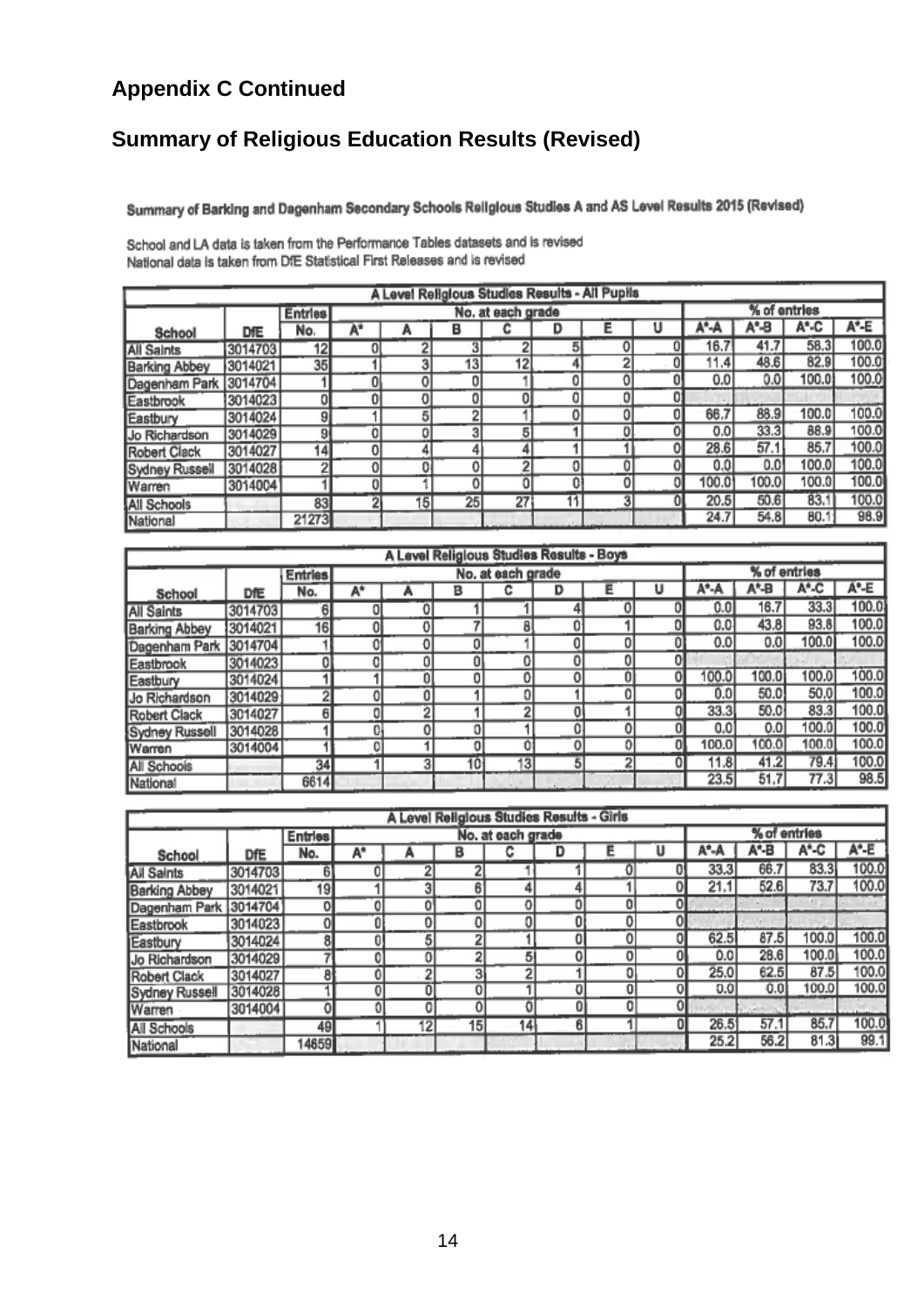## Appendix C Continued

## Summary of Religious Education Results (Revised)

Summary of Barking and Dagenham Secondary Schools Religious Studies A and AS Level Results 2015 (Revised)

School and LA data is taken from the Performance Tables datasets and is revised
National data is taken from DfE Statistical First Releases and is revised

| A Level Religious Studies Results - All Pupils | | | | | | | | | | | | | |
|---|---|---|---|---|---|---|---|---|---|---|---|---|---|
| | | Entries | No. at each grade | | | | | | | % of entries | | | |
| School | DfE | No. | A* | A | B | C | D | E | U | A*-A | A*-B | A*-C | A*-E |
| All Saints | 3014703 | 12 | 0 | 2 | 3 | 2 | 5 | 0 | 0 | 16.7 | 41.7 | 58.3 | 100.0 |
| Barking Abbey | 3014021 | 35 | 1 | 3 | 13 | 12 | 4 | 2 | 0 | 11.4 | 48.6 | 82.9 | 100.0 |
| Dagenham Park | 3014704 | 1 | 0 | 0 | 0 | 1 | 0 | 0 | 0 | 0.0 | 0.0 | 100.0 | 100.0 |
| Eastbrook | 3014023 | 0 | 0 | 0 | 0 | 0 | 0 | 0 | 0 | | | | |
| Eastbury | 3014024 | 9 | 1 | 5 | 2 | 1 | 0 | 0 | 0 | 66.7 | 88.9 | 100.0 | 100.0 |
| Jo Richardson | 3014029 | 9 | 0 | 0 | 3 | 5 | 1 | 0 | 0 | 0.0 | 33.3 | 88.9 | 100.0 |
| Robert Clack | 3014027 | 14 | 0 | 4 | 4 | 4 | 1 | 1 | 0 | 28.6 | 57.1 | 85.7 | 100.0 |
| Sydney Russell | 3014028 | 2 | 0 | 0 | 0 | 2 | 0 | 0 | 0 | 0.0 | 0.0 | 100.0 | 100.0 |
| Warren | 3014004 | 1 | 0 | 1 | 0 | 0 | 0 | 0 | 0 | 100.0 | 100.0 | 100.0 | 100.0 |
| All Schools | | 83 | 2 | 15 | 25 | 27 | 11 | 3 | 0 | 20.5 | 50.6 | 83.1 | 100.0 |
| National | | 21273 | | | | | | | | 24.7 | 54.8 | 80.1 | 98.9 |

| A Level Religious Studies Results - Boys | | | | | | | | | | | | | |
|---|---|---|---|---|---|---|---|---|---|---|---|---|---|
| | | Entries | No. at each grade | | | | | | | % of entries | | | |
| School | DfE | No. | A* | A | B | C | D | E | U | A*-A | A*-B | A*-C | A*-E |
| All Saints | 3014703 | 6 | 0 | 0 | 1 | 1 | 4 | 0 | 0 | 0.0 | 16.7 | 33.3 | 100.0 |
| Barking Abbey | 3014021 | 16 | 0 | 0 | 7 | 8 | 0 | 1 | 0 | 0.0 | 43.8 | 93.8 | 100.0 |
| Dagenham Park | 3014704 | 1 | 0 | 0 | 0 | 1 | 0 | 0 | 0 | 0.0 | 0.0 | 100.0 | 100.0 |
| Eastbrook | 3014023 | 0 | 0 | 0 | 0 | 0 | 0 | 0 | 0 | | | | |
| Eastbury | 3014024 | 1 | 1 | 0 | 0 | 0 | 0 | 0 | 0 | 100.0 | 100.0 | 100.0 | 100.0 |
| Jo Richardson | 3014029 | 2 | 0 | 0 | 1 | 0 | 1 | 0 | 0 | 0.0 | 50.0 | 50.0 | 100.0 |
| Robert Clack | 3014027 | 6 | 0 | 2 | 1 | 2 | 0 | 1 | 0 | 33.3 | 50.0 | 83.3 | 100.0 |
| Sydney Russell | 3014028 | 1 | 0 | 0 | 0 | 1 | 0 | 0 | 0 | 0.0 | 0.0 | 100.0 | 100.0 |
| Warren | 3014004 | 1 | 0 | 1 | 0 | 0 | 0 | 0 | 0 | 100.0 | 100.0 | 100.0 | 100.0 |
| All Schools | | 34 | 1 | 3 | 10 | 13 | 5 | 2 | 0 | 11.8 | 41.2 | 79.4 | 100.0 |
| National | | 6614 | | | | | | | | 23.5 | 51.7 | 77.3 | 98.5 |

| A Level Religious Studies Results - Girls | | | | | | | | | | | | | |
|---|---|---|---|---|---|---|---|---|---|---|---|---|---|
| | | Entries | No. at each grade | | | | | | | % of entries | | | |
| School | DfE | No. | A* | A | B | C | D | E | U | A*-A | A*-B | A*-C | A*-E |
| All Saints | 3014703 | 6 | 0 | 2 | 2 | 1 | 1 | 0 | 0 | 33.3 | 66.7 | 83.3 | 100.0 |
| Barking Abbey | 3014021 | 19 | 1 | 3 | 6 | 4 | 4 | 1 | 0 | 21.1 | 52.6 | 73.7 | 100.0 |
| Dagenham Park | 3014704 | 0 | 0 | 0 | 0 | 0 | 0 | 0 | 0 | | | | |
| Eastbrook | 3014023 | 0 | 0 | 0 | 0 | 0 | 0 | 0 | 0 | | | | |
| Eastbury | 3014024 | 8 | 0 | 5 | 2 | 1 | 0 | 0 | 0 | 62.5 | 87.5 | 100.0 | 100.0 |
| Jo Richardson | 3014029 | 7 | 0 | 0 | 2 | 5 | 0 | 0 | 0 | 0.0 | 28.6 | 100.0 | 100.0 |
| Robert Clack | 3014027 | 8 | 0 | 2 | 3 | 2 | 1 | 0 | 0 | 25.0 | 62.5 | 87.5 | 100.0 |
| Sydney Russell | 3014028 | 1 | 0 | 0 | 0 | 1 | 0 | 0 | 0 | 0.0 | 0.0 | 100.0 | 100.0 |
| Warren | 3014004 | 0 | 0 | 0 | 0 | 0 | 0 | 0 | 0 | | | | |
| All Schools | | 49 | 1 | 12 | 15 | 14 | 6 | 1 | 0 | 26.5 | 57.1 | 85.7 | 100.0 |
| National | | 14659 | | | | | | | | 25.2 | 56.2 | 81.3 | 99.1 |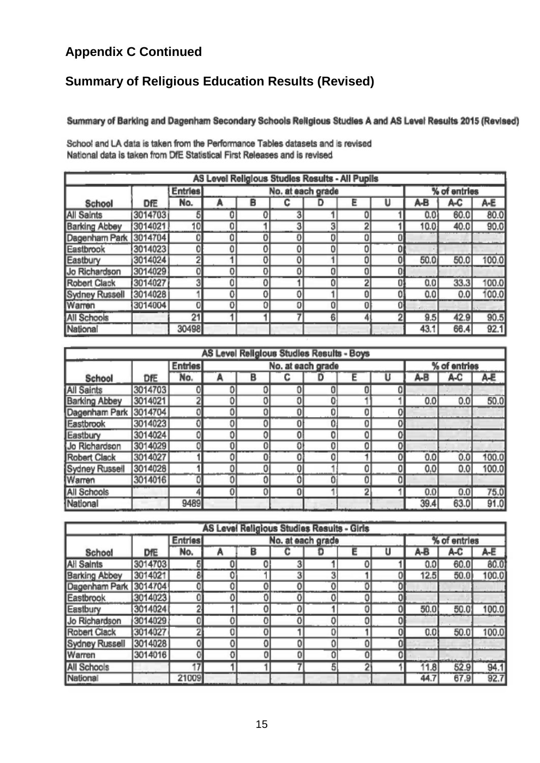## Appendix C Continued

## Summary of Religious Education Results (Revised)

**Summary of Barking and Dagenham Secondary Schools Religious Studies A and AS Level Results 2015 (Revised)**

School and LA data is taken from the Performance Tables datasets and is revised
National data is taken from DfE Statistical First Releases and is revised

| AS Level Religious Studies Results - All Pupils | | | | | | | | | | | | |
|---|---|---|---|---|---|---|---|---|---|---|---|---|
| | | Entries | No. at each grade | | | | | | % of entries | | |
| School | DfE | No. | A | B | C | D | E | U | A-B | A-C | A-E |
| All Saints | 3014703 | 5 | 0 | 0 | 3 | 1 | 0 | 1 | 0.0 | 60.0 | 80.0 |
| Barking Abbey | 3014021 | 10 | 0 | 1 | 3 | 3 | 2 | 1 | 10.0 | 40.0 | 90.0 |
| Dagenham Park | 3014704 | 0 | 0 | 0 | 0 | 0 | 0 | 0 | | | |
| Eastbrook | 3014023 | 0 | 0 | 0 | 0 | 0 | 0 | 0 | | | |
| Eastbury | 3014024 | 2 | 1 | 0 | 0 | 1 | 0 | 0 | 50.0 | 50.0 | 100.0 |
| Jo Richardson | 3014029 | 0 | 0 | 0 | 0 | 0 | 0 | 0 | | | |
| Robert Clack | 3014027 | 3 | 0 | 0 | 1 | 0 | 2 | 0 | 0.0 | 33.3 | 100.0 |
| Sydney Russell | 3014028 | 1 | 0 | 0 | 0 | 1 | 0 | 0 | 0.0 | 0.0 | 100.0 |
| Warren | 3014004 | 0 | 0 | 0 | 0 | 0 | 0 | 0 | | | |
| All Schools | | 21 | 1 | 1 | 7 | 6 | 4 | 2 | 9.5 | 42.9 | 90.5 |
| National | | 30498 | | | | | | | 43.1 | 66.4 | 92.1 |

| AS Level Religious Studies Results - Boys | | | | | | | | | | | | |
|---|---|---|---|---|---|---|---|---|---|---|---|---|
| | | Entries | No. at each grade | | | | | | % of entries | | |
| School | DfE | No. | A | B | C | D | E | U | A-B | A-C | A-E |
| All Saints | 3014703 | 0 | 0 | 0 | 0 | 0 | 0 | 0 | | | |
| Barking Abbey | 3014021 | 2 | 0 | 0 | 0 | 0 | 1 | 1 | 0.0 | 0.0 | 50.0 |
| Dagenham Park | 3014704 | 0 | 0 | 0 | 0 | 0 | 0 | 0 | | | |
| Eastbrook | 3014023 | 0 | 0 | 0 | 0 | 0 | 0 | 0 | | | |
| Eastbury | 3014024 | 0 | 0 | 0 | 0 | 0 | 0 | 0 | | | |
| Jo Richardson | 3014029 | 0 | 0 | 0 | 0 | 0 | 0 | 0 | | | |
| Robert Clack | 3014027 | 1 | 0 | 0 | 0 | 0 | 1 | 0 | 0.0 | 0.0 | 100.0 |
| Sydney Russell | 3014028 | 1 | 0 | 0 | 0 | 1 | 0 | 0 | 0.0 | 0.0 | 100.0 |
| Warren | 3014016 | 0 | 0 | 0 | 0 | 0 | 0 | 0 | | | |
| All Schools | | 4 | 0 | 0 | 0 | 1 | 2 | 1 | 0.0 | 0.0 | 75.0 |
| National | | 9489 | | | | | | | 39.4 | 63.0 | 91.0 |

| AS Level Religious Studies Results - Girls | | | | | | | | | | | | |
|---|---|---|---|---|---|---|---|---|---|---|---|---|
| | | Entries | No. at each grade | | | | | | % of entries | | |
| School | DfE | No. | A | B | C | D | E | U | A-B | A-C | A-E |
| All Saints | 3014703 | 5 | 0 | 0 | 3 | 1 | 0 | 1 | 0.0 | 60.0 | 80.0 |
| Barking Abbey | 3014021 | 8 | 0 | 1 | 3 | 3 | 1 | 0 | 12.5 | 50.0 | 100.0 |
| Dagenham Park | 3014704 | 0 | 0 | 0 | 0 | 0 | 0 | 0 | | | |
| Eastbrook | 3014023 | 0 | 0 | 0 | 0 | 0 | 0 | 0 | | | |
| Eastbury | 3014024 | 2 | 1 | 0 | 0 | 1 | 0 | 0 | 50.0 | 50.0 | 100.0 |
| Jo Richardson | 3014029 | 0 | 0 | 0 | 0 | 0 | 0 | 0 | | | |
| Robert Clack | 3014027 | 2 | 0 | 0 | 1 | 0 | 1 | 0 | 0.0 | 50.0 | 100.0 |
| Sydney Russell | 3014028 | 0 | 0 | 0 | 0 | 0 | 0 | 0 | | | |
| Warren | 3014016 | 0 | 0 | 0 | 0 | 0 | 0 | 0 | | | |
| All Schools | | 17 | 1 | 1 | 7 | 5 | 2 | 1 | 11.8 | 52.9 | 94.1 |
| National | | 21009 | | | | | | | 44.7 | 67.9 | 92.7 |